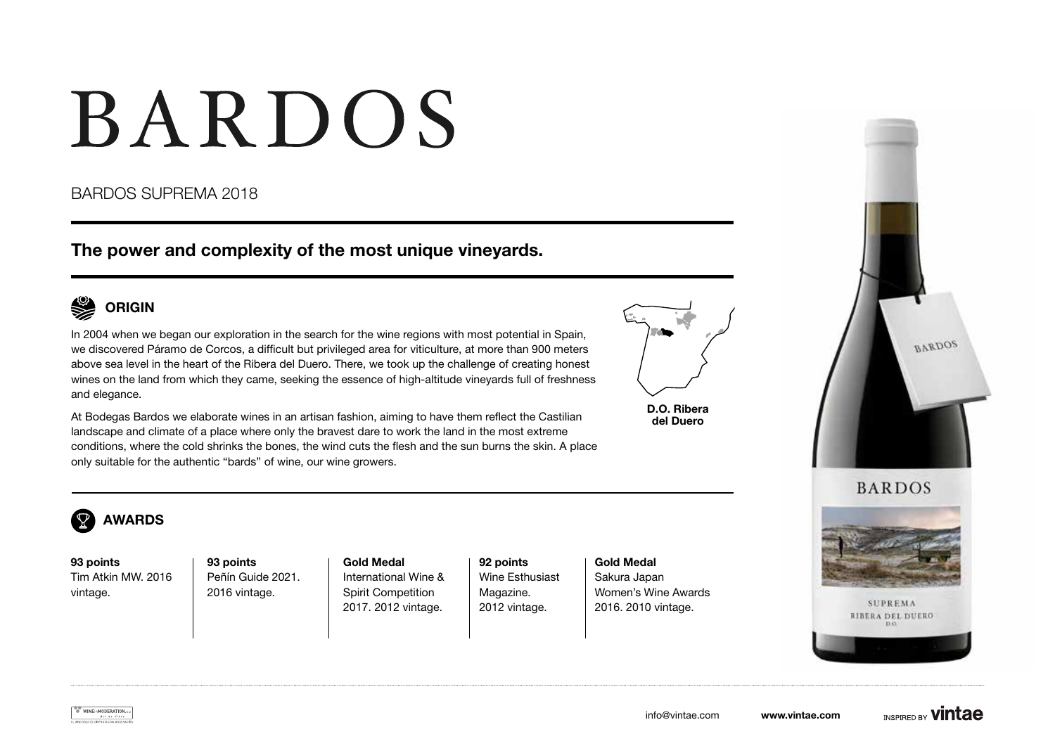# BARDOS

BARDOS SUPREMA 2018

## The power and complexity of the most unique vineyards.

### ORIGIN

In 2004 when we began our exploration in the search for the wine regions with most potential in Spain, we discovered Páramo de Corcos, a difficult but privileged area for viticulture, at more than 900 meters above sea level in the heart of the Ribera del Duero. There, we took up the challenge of creating honest wines on the land from which they came, seeking the essence of high-altitude vineyards full of freshness and elegance.

At Bodegas Bardos we elaborate wines in an artisan fashion, aiming to have them reflect the Castilian landscape and climate of a place where only the bravest dare to work the land in the most extreme conditions, where the cold shrinks the bones, the wind cuts the flesh and the sun burns the skin. A place only suitable for the authentic "bards" of wine, our wine growers.

**D.O. Ribera del Duero**

### AWARDS

**93 points**
Tim Atkin MW. 2016 vintage.

**93 points**
Peñín Guide 2021. 2016 vintage.

**Gold Medal**
International Wine & Spirit Competition 2017. 2012 vintage.

**92 points**
Wine Esthusiast Magazine. 2012 vintage.

**Gold Medal**
Sakura Japan Women's Wine Awards 2016. 2010 vintage.

info@vintae.com www.vintae.com INSPIRED BY vintae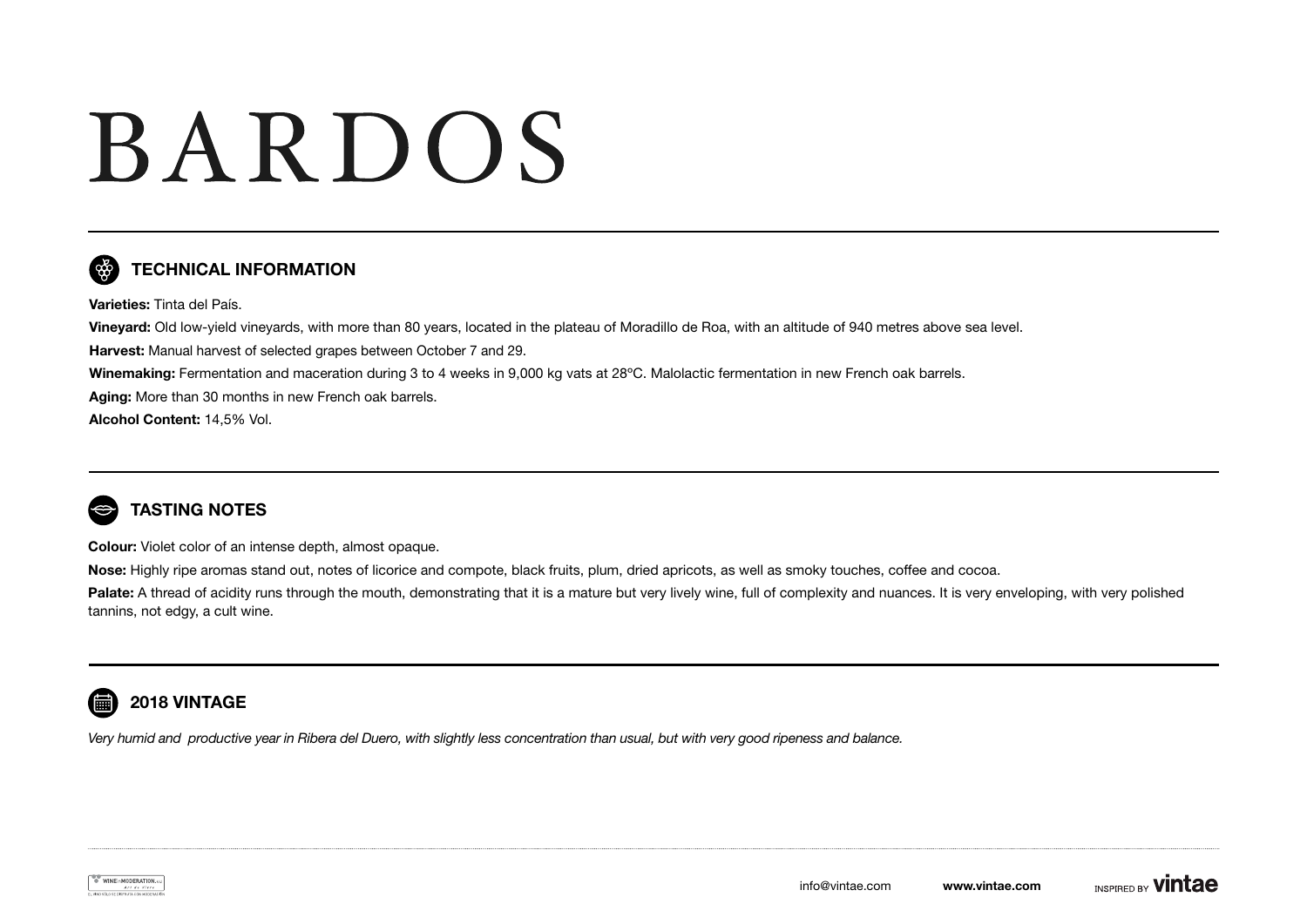# BARDOS

## TECHNICAL INFORMATION

**Varieties:** Tinta del País.

**Vineyard:** Old low-yield vineyards, with more than 80 years, located in the plateau of Moradillo de Roa, with an altitude of 940 metres above sea level.

**Harvest:** Manual harvest of selected grapes between October 7 and 29.

**Winemaking:** Fermentation and maceration during 3 to 4 weeks in 9,000 kg vats at 28ºC. Malolactic fermentation in new French oak barrels.

**Aging:** More than 30 months in new French oak barrels.

**Alcohol Content:** 14,5% Vol.

## TASTING NOTES

**Colour:** Violet color of an intense depth, almost opaque.

**Nose:** Highly ripe aromas stand out, notes of licorice and compote, black fruits, plum, dried apricots, as well as smoky touches, coffee and cocoa.

**Palate:** A thread of acidity runs through the mouth, demonstrating that it is a mature but very lively wine, full of complexity and nuances. It is very enveloping, with very polished tannins, not edgy, a cult wine.

## 2018 VINTAGE

*Very humid and productive year in Ribera del Duero, with slightly less concentration than usual, but with very good ripeness and balance.*

info@vintae.com **www.vintae.com** INSPIRED BY **vintae**